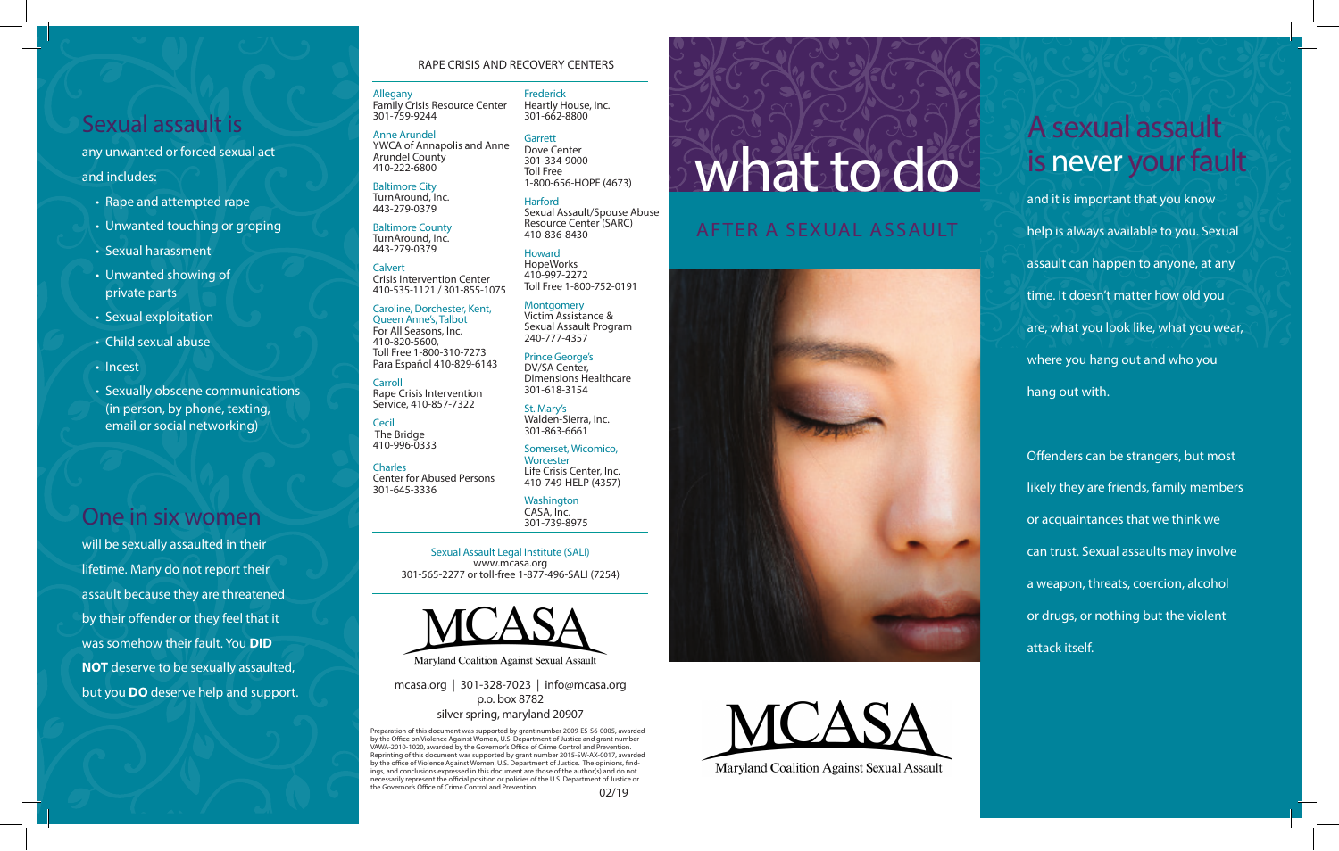## Sexual assault is

any unwanted or forced sexual act and includes:

- Rape and attempted rape
- Unwanted touching or groping
- Sexual harassment
- Unwanted showing of private parts
- Sexual exploitation
- Child sexual abuse
- Incest
- Sexually obscene communications (in person, by phone, texting, email or social networking)

## One in six women

will be sexually assaulted in their lifetime. Many do not report their assault because they are threatened by their offender or they feel that it was somehow their fault. You **DID NOT** deserve to be sexually assaulted, but you **DO** deserve help and support.

## RAPE CRISIS AND RECOVERY CENTERS

**Allegany**
Family Crisis Resource Center
301-759-9244

**Anne Arundel**
YWCA of Annapolis and Anne Arundel County
410-222-6800

**Baltimore City**
TurnAround, Inc.
443-279-0379

**Baltimore County**
TurnAround, Inc.
443-279-0379

**Calvert**
Crisis Intervention Center
410-535-1121 / 301-855-1075

**Caroline, Dorchester, Kent, Queen Anne's, Talbot**
For All Seasons, Inc.
410-820-5600,
Toll Free 1-800-310-7273
Para Español 410-829-6143

**Carroll**
Rape Crisis Intervention Service, 410-857-7322

**Cecil**
The Bridge
410-996-0333

**Charles**
Center for Abused Persons
301-645-3336

**Frederick**
Heartly House, Inc.
301-662-8800

**Garrett**
Dove Center
301-334-9000
Toll Free
1-800-656-HOPE (4673)

**Harford**
Sexual Assault/Spouse Abuse Resource Center (SARC)
410-836-8430

**Howard**
HopeWorks
410-997-2272
Toll Free 1-800-752-0191

**Montgomery**
Victim Assistance & Sexual Assault Program
240-777-4357

**Prince George's**
DV/SA Center, Dimensions Healthcare
301-618-3154

**St. Mary's**
Walden-Sierra, Inc.
301-863-6661

**Somerset, Wicomico, Worcester**
Life Crisis Center, Inc.
410-749-HELP (4357)

**Washington**
CASA, Inc.
301-739-8975

**Sexual Assault Legal Institute (SALI)**
www.mcasa.org
301-565-2277 or toll-free 1-877-496-SALI (7254)

MCASA
Maryland Coalition Against Sexual Assault

mcasa.org | 301-328-7023 | info@mcasa.org
p.o. box 8782
silver spring, maryland 20907

Preparation of this document was supported by grant number 2009-ES-S6-0005, awarded by the Office on Violence Against Women, U.S. Department of Justice and grant number VAWA-2010-1020, awarded by the Governor's Office of Crime Control and Prevention. Reprinting of this document was supported by grant number 2015-SW-AX-0017, awarded by the office of Violence Against Women, U.S. Department of Justice. The opinions, findings, and conclusions expressed in this document are those of the author(s) and do not necessarily represent the official position or policies of the U.S. Department of Justice or the Governor's Office of Crime Control and Prevention.

02/19

# what to do

## AFTER A SEXUAL ASSAULT

MCASA
Maryland Coalition Against Sexual Assault

## A sexual assault is never your fault

and it is important that you know help is always available to you. Sexual assault can happen to anyone, at any time. It doesn't matter how old you are, what you look like, what you wear, where you hang out and who you hang out with.

Offenders can be strangers, but most likely they are friends, family members or acquaintances that we think we can trust. Sexual assaults may involve a weapon, threats, coercion, alcohol or drugs, or nothing but the violent attack itself.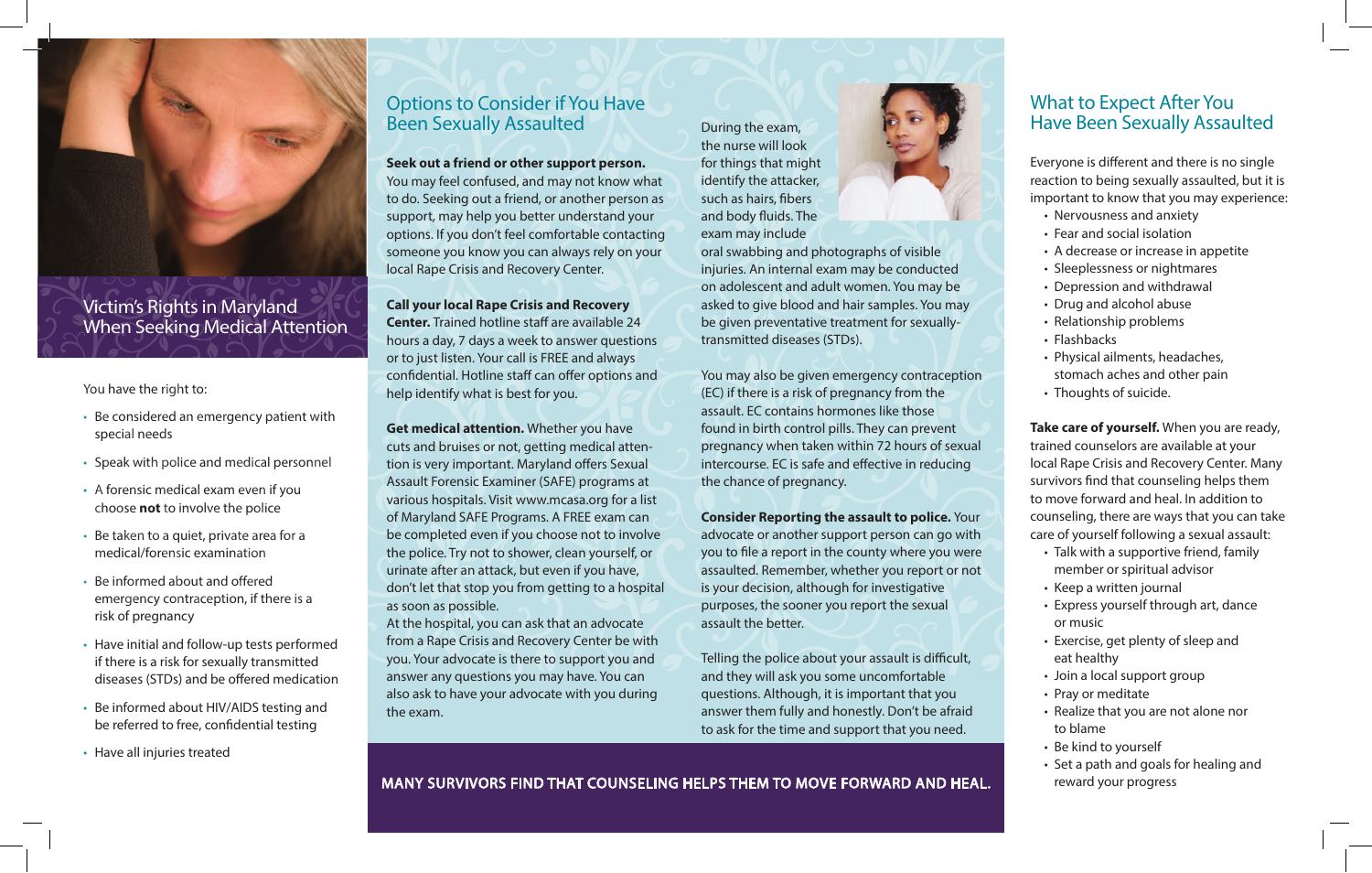## Victim's Rights in Maryland When Seeking Medical Attention

You have the right to:

- Be considered an emergency patient with special needs
- Speak with police and medical personnel
- A forensic medical exam even if you choose **not** to involve the police
- Be taken to a quiet, private area for a medical/forensic examination
- Be informed about and offered emergency contraception, if there is a risk of pregnancy
- Have initial and follow-up tests performed if there is a risk for sexually transmitted diseases (STDs) and be offered medication
- Be informed about HIV/AIDS testing and be referred to free, confidential testing
- Have all injuries treated

## Options to Consider if You Have Been Sexually Assaulted

**Seek out a friend or other support person.** You may feel confused, and may not know what to do. Seeking out a friend, or another person as support, may help you better understand your options. If you don't feel comfortable contacting someone you know you can always rely on your local Rape Crisis and Recovery Center.

**Call your local Rape Crisis and Recovery Center.** Trained hotline staff are available 24 hours a day, 7 days a week to answer questions or to just listen. Your call is FREE and always confidential. Hotline staff can offer options and help identify what is best for you.

**Get medical attention.** Whether you have cuts and bruises or not, getting medical attention is very important. Maryland offers Sexual Assault Forensic Examiner (SAFE) programs at various hospitals. Visit www.mcasa.org for a list of Maryland SAFE Programs. A FREE exam can be completed even if you choose not to involve the police. Try not to shower, clean yourself, or urinate after an attack, but even if you have, don't let that stop you from getting to a hospital as soon as possible.

At the hospital, you can ask that an advocate from a Rape Crisis and Recovery Center be with you. Your advocate is there to support you and answer any questions you may have. You can also ask to have your advocate with you during the exam.

During the exam, the nurse will look for things that might identify the attacker, such as hairs, fibers and body fluids. The exam may include oral swabbing and photographs of visible injuries. An internal exam may be conducted on adolescent and adult women. You may be asked to give blood and hair samples. You may be given preventative treatment for sexually-transmitted diseases (STDs).

You may also be given emergency contraception (EC) if there is a risk of pregnancy from the assault. EC contains hormones like those found in birth control pills. They can prevent pregnancy when taken within 72 hours of sexual intercourse. EC is safe and effective in reducing the chance of pregnancy.

**Consider Reporting the assault to police.** Your advocate or another support person can go with you to file a report in the county where you were assaulted. Remember, whether you report or not is your decision, although for investigative purposes, the sooner you report the sexual assault the better.

Telling the police about your assault is difficult, and they will ask you some uncomfortable questions. Although, it is important that you answer them fully and honestly. Don't be afraid to ask for the time and support that you need.

MANY SURVIVORS FIND THAT COUNSELING HELPS THEM TO MOVE FORWARD AND HEAL.

## What to Expect After You Have Been Sexually Assaulted

Everyone is different and there is no single reaction to being sexually assaulted, but it is important to know that you may experience:

- Nervousness and anxiety
- Fear and social isolation
- A decrease or increase in appetite
- Sleeplessness or nightmares
- Depression and withdrawal
- Drug and alcohol abuse
- Relationship problems
- Flashbacks
- Physical ailments, headaches, stomach aches and other pain
- Thoughts of suicide.

**Take care of yourself.** When you are ready, trained counselors are available at your local Rape Crisis and Recovery Center. Many survivors find that counseling helps them to move forward and heal. In addition to counseling, there are ways that you can take care of yourself following a sexual assault:

- Talk with a supportive friend, family member or spiritual advisor
- Keep a written journal
- Express yourself through art, dance or music
- Exercise, get plenty of sleep and eat healthy
- Join a local support group
- Pray or meditate
- Realize that you are not alone nor to blame
- Be kind to yourself
- Set a path and goals for healing and reward your progress